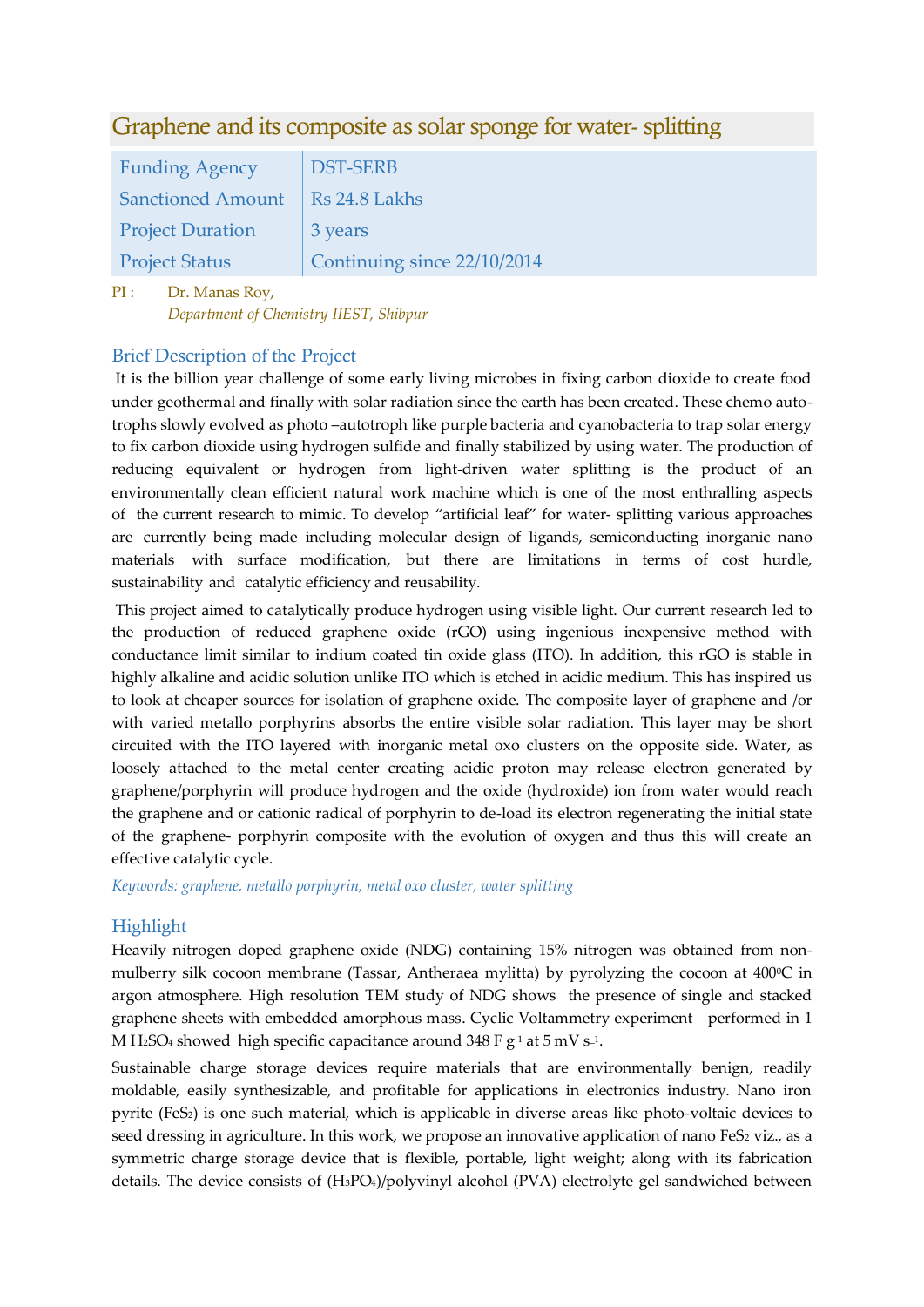## Graphene and its composite as solar sponge for water- splitting

| Funding Agency | DST-SERB |
|---|---|
| Sanctioned Amount | Rs 24.8 Lakhs |
| Project Duration | 3 years |
| Project Status | Continuing since 22/10/2014 |

PI : Dr. Manas Roy,
*Department of Chemistry IIEST, Shibpur*

### Brief Description of the Project

It is the billion year challenge of some early living microbes in fixing carbon dioxide to create food under geothermal and finally with solar radiation since the earth has been created. These chemo auto-trophs slowly evolved as photo –autotroph like purple bacteria and cyanobacteria to trap solar energy to fix carbon dioxide using hydrogen sulfide and finally stabilized by using water. The production of reducing equivalent or hydrogen from light-driven water splitting is the product of an environmentally clean efficient natural work machine which is one of the most enthralling aspects of the current research to mimic. To develop "artificial leaf" for water- splitting various approaches are currently being made including molecular design of ligands, semiconducting inorganic nano materials with surface modification, but there are limitations in terms of cost hurdle, sustainability and catalytic efficiency and reusability.

This project aimed to catalytically produce hydrogen using visible light. Our current research led to the production of reduced graphene oxide (rGO) using ingenious inexpensive method with conductance limit similar to indium coated tin oxide glass (ITO). In addition, this rGO is stable in highly alkaline and acidic solution unlike ITO which is etched in acidic medium. This has inspired us to look at cheaper sources for isolation of graphene oxide. The composite layer of graphene and /or with varied metallo porphyrins absorbs the entire visible solar radiation. This layer may be short circuited with the ITO layered with inorganic metal oxo clusters on the opposite side. Water, as loosely attached to the metal center creating acidic proton may release electron generated by graphene/porphyrin will produce hydrogen and the oxide (hydroxide) ion from water would reach the graphene and or cationic radical of porphyrin to de-load its electron regenerating the initial state of the graphene- porphyrin composite with the evolution of oxygen and thus this will create an effective catalytic cycle.

*Keywords: graphene, metallo porphyrin, metal oxo cluster, water splitting*

### Highlight

Heavily nitrogen doped graphene oxide (NDG) containing 15% nitrogen was obtained from non-mulberry silk cocoon membrane (Tassar, Antheraea mylitta) by pyrolyzing the cocoon at 400$^0$C in argon atmosphere. High resolution TEM study of NDG shows the presence of single and stacked graphene sheets with embedded amorphous mass. Cyclic Voltammetry experiment performed in 1 M $H_2SO_4$ showed high specific capacitance around 348 F $g^{-1}$ at 5 mV $s^{-1}$.

Sustainable charge storage devices require materials that are environmentally benign, readily moldable, easily synthesizable, and profitable for applications in electronics industry. Nano iron pyrite ($FeS_2$) is one such material, which is applicable in diverse areas like photo-voltaic devices to seed dressing in agriculture. In this work, we propose an innovative application of nano $FeS_2$ viz., as a symmetric charge storage device that is flexible, portable, light weight; along with its fabrication details. The device consists of ($H_3PO_4$)/polyvinyl alcohol (PVA) electrolyte gel sandwiched between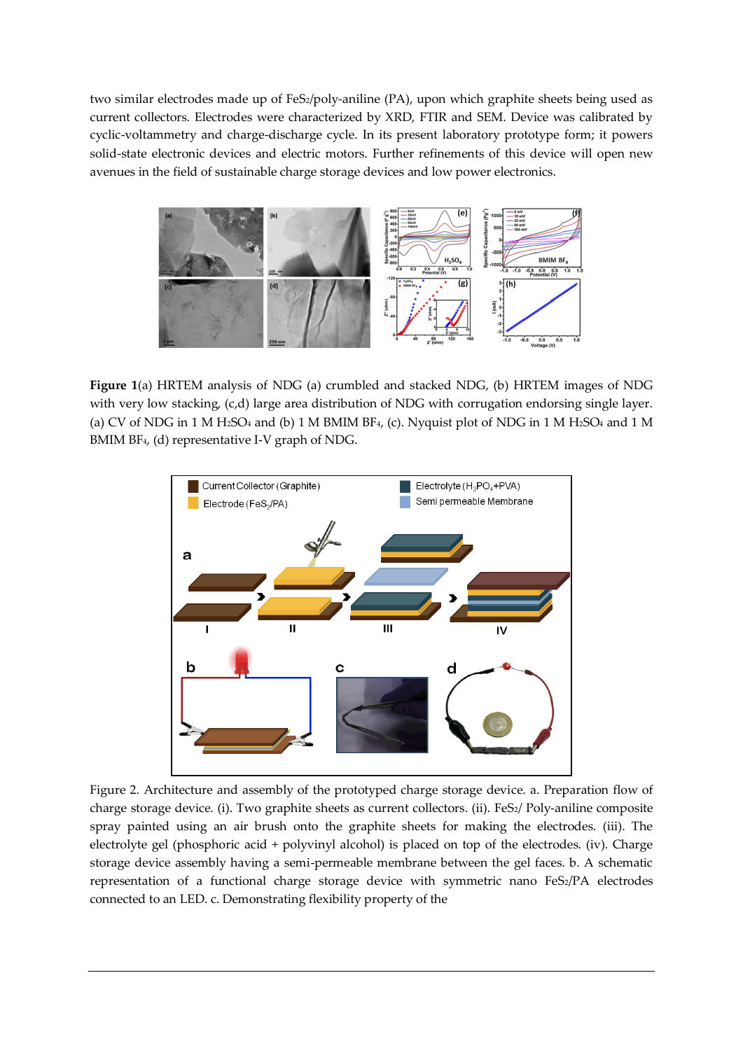two similar electrodes made up of $FeS_2$/poly-aniline (PA), upon which graphite sheets being used as current collectors. Electrodes were characterized by XRD, FTIR and SEM. Device was calibrated by cyclic-voltammetry and charge-discharge cycle. In its present laboratory prototype form; it powers solid-state electronic devices and electric motors. Further refinements of this device will open new avenues in the field of sustainable charge storage devices and low power electronics.

**Figure 1**(a) HRTEM analysis of NDG (a) crumbled and stacked NDG, (b) HRTEM images of NDG with very low stacking, (c,d) large area distribution of NDG with corrugation endorsing single layer. (a) CV of NDG in 1 M $H_2SO_4$ and (b) 1 M BMIM $BF_4$, (c). Nyquist plot of NDG in 1 M $H_2SO_4$ and 1 M BMIM $BF_4$, (d) representative I-V graph of NDG.

Figure 2. Architecture and assembly of the prototyped charge storage device. a. Preparation flow of charge storage device. (i). Two graphite sheets as current collectors. (ii). $FeS_2$/ Poly-aniline composite spray painted using an air brush onto the graphite sheets for making the electrodes. (iii). The electrolyte gel (phosphoric acid + polyvinyl alcohol) is placed on top of the electrodes. (iv). Charge storage device assembly having a semi-permeable membrane between the gel faces. b. A schematic representation of a functional charge storage device with symmetric nano $FeS_2$/PA electrodes connected to an LED. c. Demonstrating flexibility property of the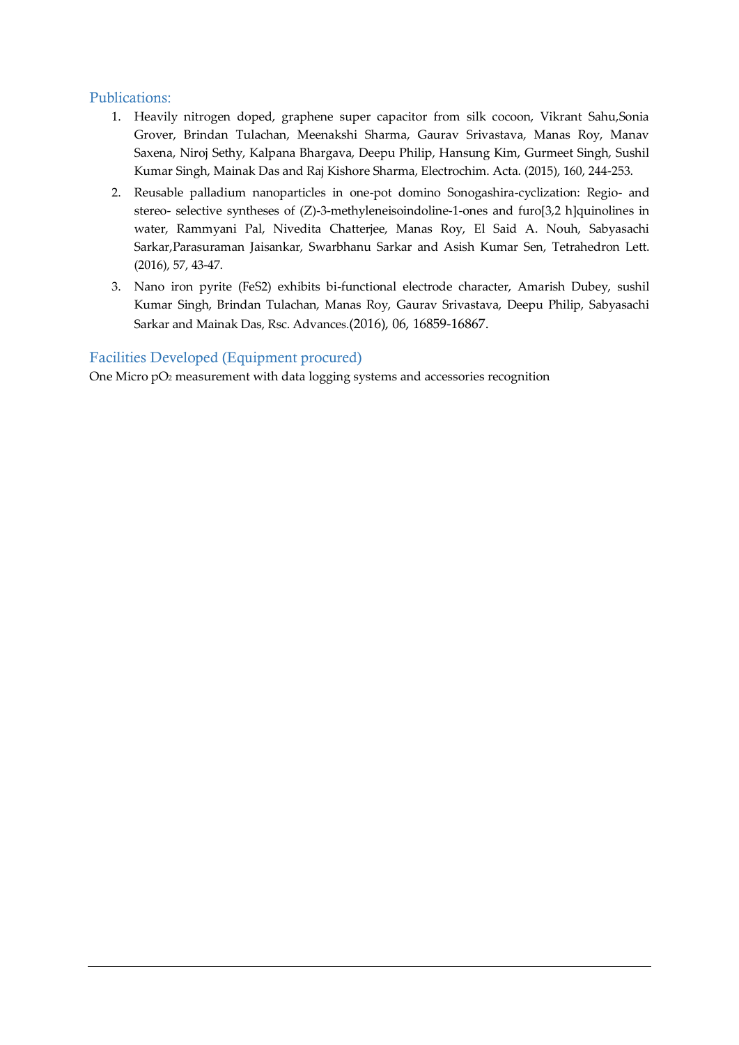## Publications:

1. Heavily nitrogen doped, graphene super capacitor from silk cocoon, Vikrant Sahu,Sonia Grover, Brindan Tulachan, Meenakshi Sharma, Gaurav Srivastava, Manas Roy, Manav Saxena, Niroj Sethy, Kalpana Bhargava, Deepu Philip, Hansung Kim, Gurmeet Singh, Sushil Kumar Singh, Mainak Das and Raj Kishore Sharma, Electrochim. Acta. (2015), 160, 244-253.
2. Reusable palladium nanoparticles in one-pot domino Sonogashira-cyclization: Regio- and stereo- selective syntheses of (Z)-3-methyleneisoindoline-1-ones and furo[3,2 h]quinolines in water, Rammyani Pal, Nivedita Chatterjee, Manas Roy, El Said A. Nouh, Sabyasachi Sarkar,Parasuraman Jaisankar, Swarbhanu Sarkar and Asish Kumar Sen, Tetrahedron Lett. (2016), 57, 43-47.
3. Nano iron pyrite ($FeS2$) exhibits bi-functional electrode character, Amarish Dubey, sushil Kumar Singh, Brindan Tulachan, Manas Roy, Gaurav Srivastava, Deepu Philip, Sabyasachi Sarkar and Mainak Das, Rsc. Advances.(2016), 06, 16859-16867.

## Facilities Developed (Equipment procured)

One Micro $pO_2$ measurement with data logging systems and accessories recognition